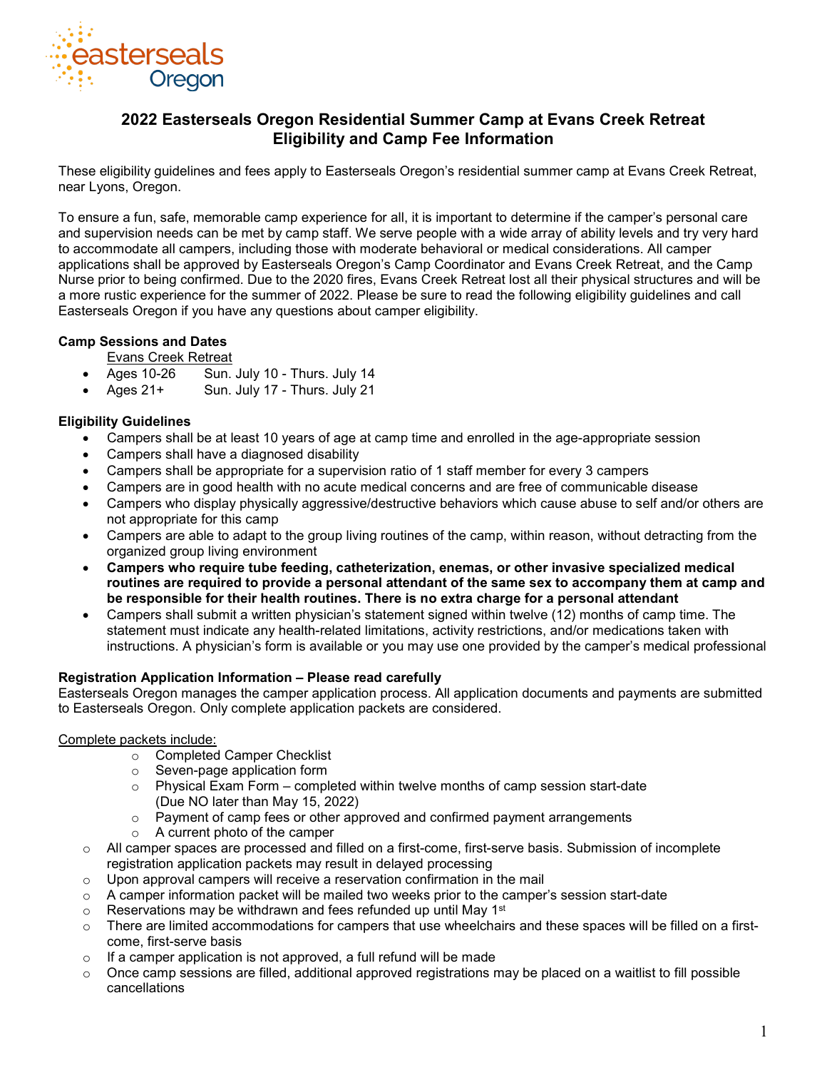# 2022 Easterseals Oregon Residential Summer Camp at Evans Creek Retreat
# Eligibility and Camp Fee Information

These eligibility guidelines and fees apply to Easterseals Oregon's residential summer camp at Evans Creek Retreat, near Lyons, Oregon.

To ensure a fun, safe, memorable camp experience for all, it is important to determine if the camper's personal care and supervision needs can be met by camp staff. We serve people with a wide array of ability levels and try very hard to accommodate all campers, including those with moderate behavioral or medical considerations. All camper applications shall be approved by Easterseals Oregon's Camp Coordinator and Evans Creek Retreat, and the Camp Nurse prior to being confirmed. Due to the 2020 fires, Evans Creek Retreat lost all their physical structures and will be a more rustic experience for the summer of 2022. Please be sure to read the following eligibility guidelines and call Easterseals Oregon if you have any questions about camper eligibility.

**Camp Sessions and Dates**

Evans Creek Retreat

- Ages 10-26 Sun. July 10 - Thurs. July 14
- Ages 21+ Sun. July 17 - Thurs. July 21

**Eligibility Guidelines**

- Campers shall be at least 10 years of age at camp time and enrolled in the age-appropriate session
- Campers shall have a diagnosed disability
- Campers shall be appropriate for a supervision ratio of 1 staff member for every 3 campers
- Campers are in good health with no acute medical concerns and are free of communicable disease
- Campers who display physically aggressive/destructive behaviors which cause abuse to self and/or others are not appropriate for this camp
- Campers are able to adapt to the group living routines of the camp, within reason, without detracting from the organized group living environment
- **Campers who require tube feeding, catheterization, enemas, or other invasive specialized medical routines are required to provide a personal attendant of the same sex to accompany them at camp and be responsible for their health routines. There is no extra charge for a personal attendant**
- Campers shall submit a written physician's statement signed within twelve (12) months of camp time. The statement must indicate any health-related limitations, activity restrictions, and/or medications taken with instructions. A physician's form is available or you may use one provided by the camper's medical professional

**Registration Application Information – Please read carefully**

Easterseals Oregon manages the camper application process. All application documents and payments are submitted to Easterseals Oregon. Only complete application packets are considered.

Complete packets include:

- Completed Camper Checklist
- Seven-page application form
- Physical Exam Form – completed within twelve months of camp session start-date (Due NO later than May 15, 2022)
- Payment of camp fees or other approved and confirmed payment arrangements
- A current photo of the camper

- All camper spaces are processed and filled on a first-come, first-serve basis. Submission of incomplete registration application packets may result in delayed processing
- Upon approval campers will receive a reservation confirmation in the mail
- A camper information packet will be mailed two weeks prior to the camper's session start-date
- Reservations may be withdrawn and fees refunded up until May 1st
- There are limited accommodations for campers that use wheelchairs and these spaces will be filled on a first-come, first-serve basis
- If a camper application is not approved, a full refund will be made
- Once camp sessions are filled, additional approved registrations may be placed on a waitlist to fill possible cancellations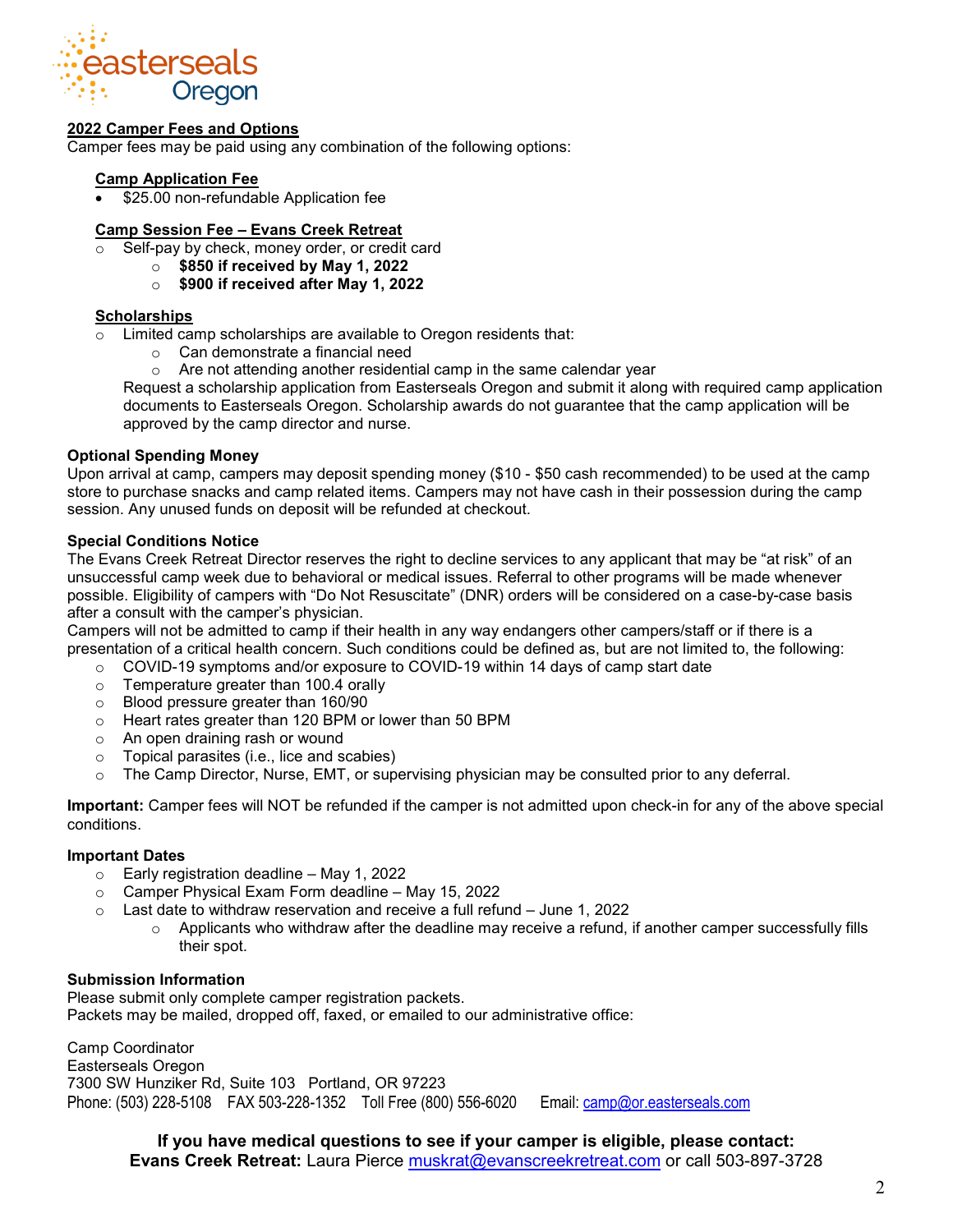easterseals Oregon

## 2022 Camper Fees and Options

Camper fees may be paid using any combination of the following options:

### Camp Application Fee

- $25.00 non-refundable Application fee

### Camp Session Fee – Evans Creek Retreat

- Self-pay by check, money order, or credit card
  - **$850 if received by May 1, 2022**
  - **$900 if received after May 1, 2022**

### Scholarships

- Limited camp scholarships are available to Oregon residents that:
  - Can demonstrate a financial need
  - Are not attending another residential camp in the same calendar year

  Request a scholarship application from Easterseals Oregon and submit it along with required camp application documents to Easterseals Oregon. Scholarship awards do not guarantee that the camp application will be approved by the camp director and nurse.

**Optional Spending Money**

Upon arrival at camp, campers may deposit spending money ($10 - $50 cash recommended) to be used at the camp store to purchase snacks and camp related items. Campers may not have cash in their possession during the camp session. Any unused funds on deposit will be refunded at checkout.

**Special Conditions Notice**

The Evans Creek Retreat Director reserves the right to decline services to any applicant that may be "at risk" of an unsuccessful camp week due to behavioral or medical issues. Referral to other programs will be made whenever possible. Eligibility of campers with "Do Not Resuscitate" (DNR) orders will be considered on a case-by-case basis after a consult with the camper's physician.

Campers will not be admitted to camp if their health in any way endangers other campers/staff or if there is a presentation of a critical health concern. Such conditions could be defined as, but are not limited to, the following:

- COVID-19 symptoms and/or exposure to COVID-19 within 14 days of camp start date
- Temperature greater than 100.4 orally
- Blood pressure greater than 160/90
- Heart rates greater than 120 BPM or lower than 50 BPM
- An open draining rash or wound
- Topical parasites (i.e., lice and scabies)
- The Camp Director, Nurse, EMT, or supervising physician may be consulted prior to any deferral.

**Important:** Camper fees will NOT be refunded if the camper is not admitted upon check-in for any of the above special conditions.

**Important Dates**

- Early registration deadline – May 1, 2022
- Camper Physical Exam Form deadline – May 15, 2022
- Last date to withdraw reservation and receive a full refund – June 1, 2022
  - Applicants who withdraw after the deadline may receive a refund, if another camper successfully fills their spot.

**Submission Information**

Please submit only complete camper registration packets.
Packets may be mailed, dropped off, faxed, or emailed to our administrative office:

Camp Coordinator
Easterseals Oregon
7300 SW Hunziker Rd, Suite 103 Portland, OR 97223
Phone: (503) 228-5108 FAX 503-228-1352 Toll Free (800) 556-6020 Email: camp@or.easterseals.com

**If you have medical questions to see if your camper is eligible, please contact:**
**Evans Creek Retreat:** Laura Pierce muskrat@evanscreekretreat.com or call 503-897-3728